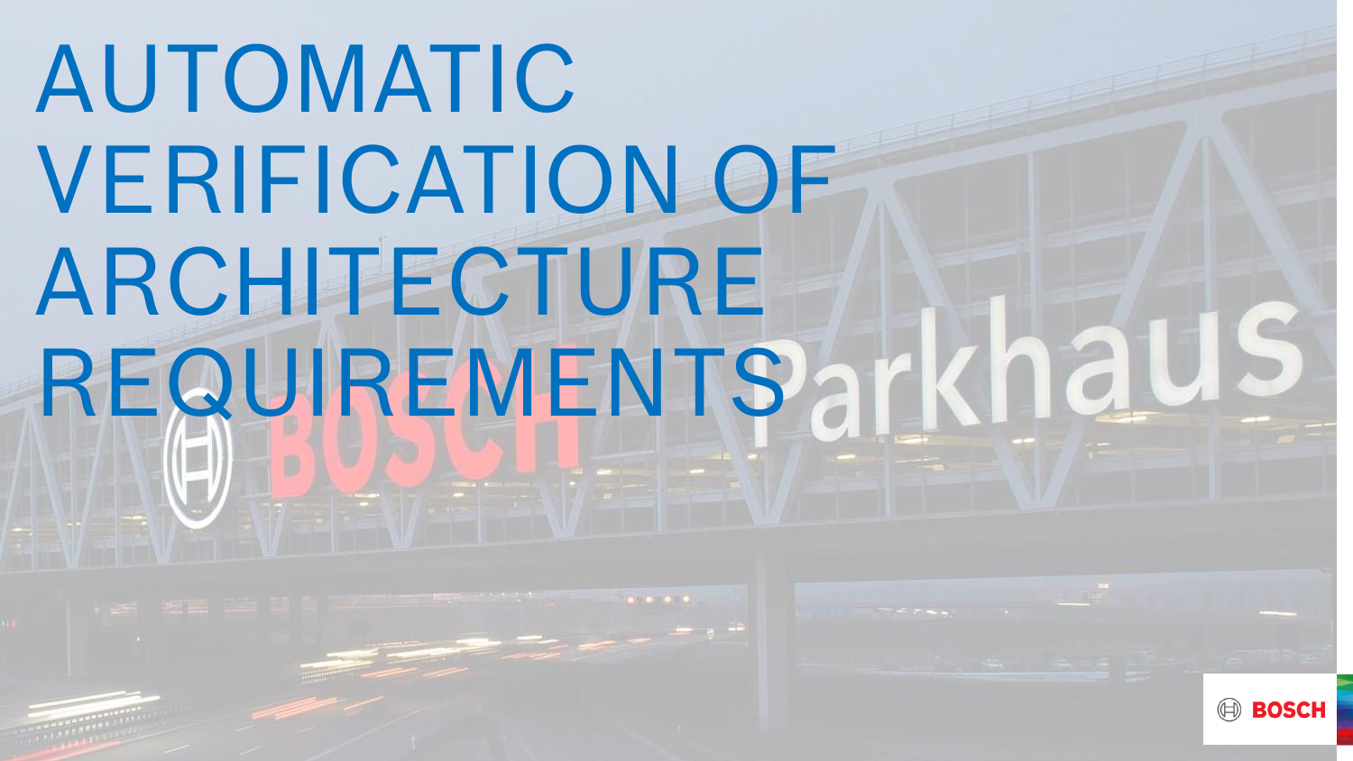# AUTOMATIC VERIFICATION OF ARCHITECTURE REQUIREMENTS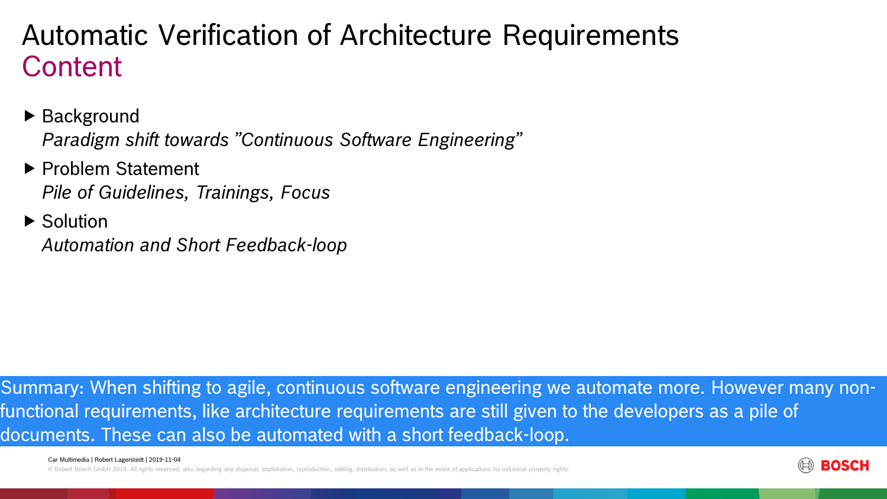# Automatic Verification of Architecture Requirements

## Content

- Background
  *Paradigm shift towards ”Continuous Software Engineering”*
- Problem Statement
  *Pile of Guidelines, Trainings, Focus*
- Solution
  *Automation and Short Feedback-loop*

Summary: When shifting to agile, continuous software engineering we automate more. However many non-functional requirements, like architecture requirements are still given to the developers as a pile of documents. These can also be automated with a short feedback-loop.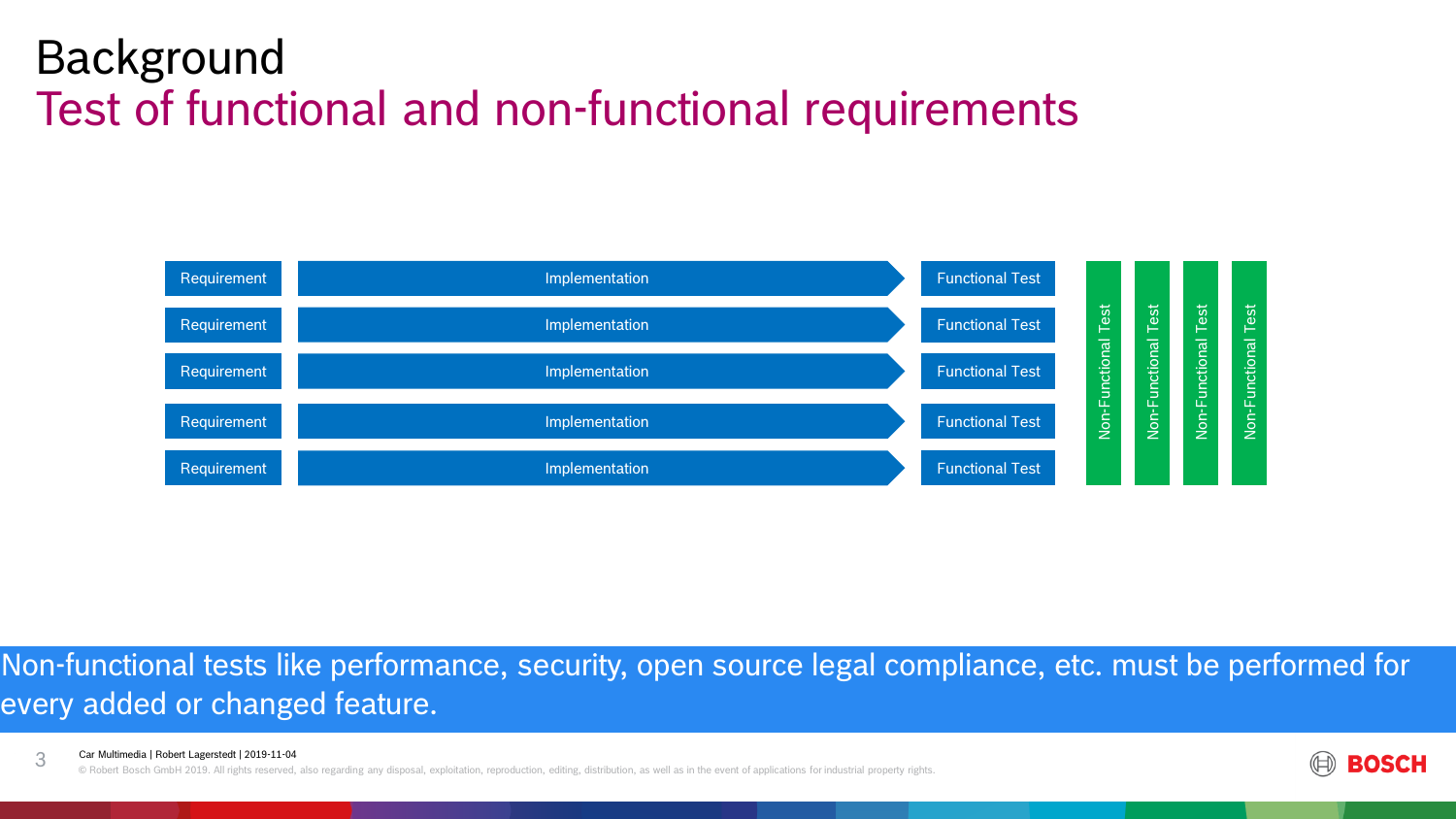# Background

## Test of functional and non-functional requirements

| | | | |
|---|---|---|---|
| Requirement | Implementation | Functional Test | |
| Requirement | Implementation | Functional Test | |
| Requirement | Implementation | Functional Test | |
| Requirement | Implementation | Functional Test | |
| Requirement | Implementation | Functional Test | |

Non-Functional Test | Non-Functional Test | Non-Functional Test | Non-Functional Test

Non-functional tests like performance, security, open source legal compliance, etc. must be performed for every added or changed feature.

Car Multimedia | Robert Lagerstedt | 2019-11-04

© Robert Bosch GmbH 2019. All rights reserved, also regarding any disposal, exploitation, reproduction, editing, distribution, as well as in the event of applications for industrial property rights.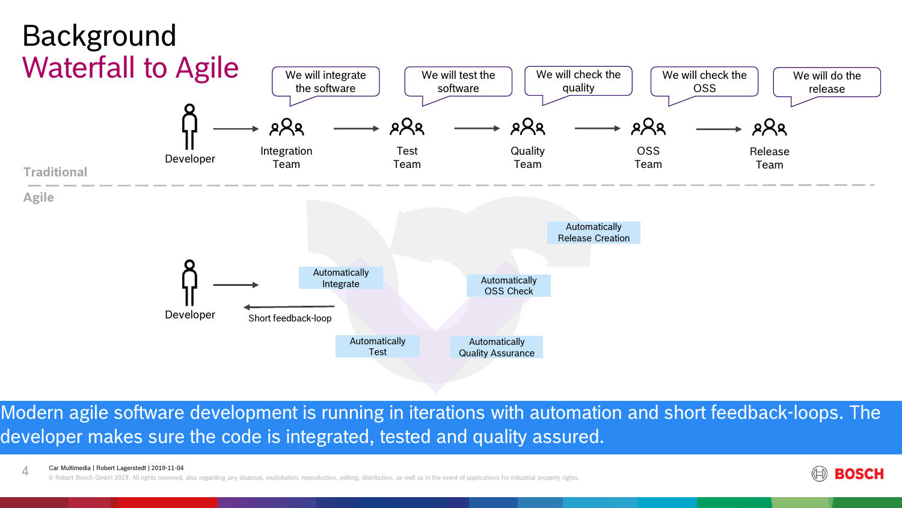# Background

## Waterfall to Agile

**Traditional**

Developer → Integration Team → Test Team → Quality Team → OSS Team → Release Team

- Integration Team: "We will integrate the software"
- Test Team: "We will test the software"
- Quality Team: "We will check the quality"
- OSS Team: "We will check the OSS"
- Release Team: "We will do the release"

**Agile**

Developer →

- Automatically Integrate
- Automatically Test
- Automatically Quality Assurance
- Automatically OSS Check
- Automatically Release Creation

← Short feedback-loop

Modern agile software development is running in iterations with automation and short feedback-loops. The developer makes sure the code is integrated, tested and quality assured.

Car Multimedia | Robert Lagerstedt | 2019-11-04

© Robert Bosch GmbH 2019. All rights reserved, also regarding any disposal, exploitation, reproduction, editing, distribution, as well as in the event of applications for industrial property rights.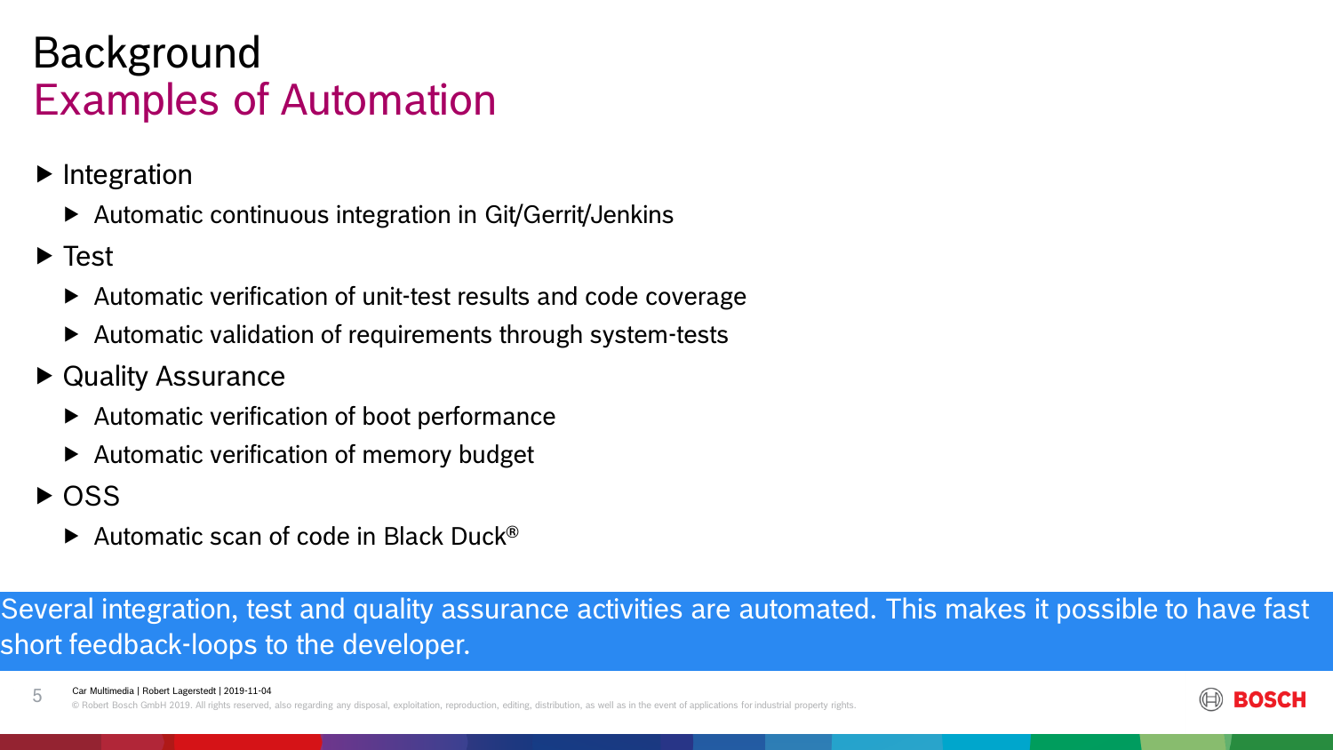# Background
## Examples of Automation

- Integration
  - Automatic continuous integration in Git/Gerrit/Jenkins
- Test
  - Automatic verification of unit-test results and code coverage
  - Automatic validation of requirements through system-tests
- Quality Assurance
  - Automatic verification of boot performance
  - Automatic verification of memory budget
- OSS
  - Automatic scan of code in Black Duck®

Several integration, test and quality assurance activities are automated. This makes it possible to have fast short feedback-loops to the developer.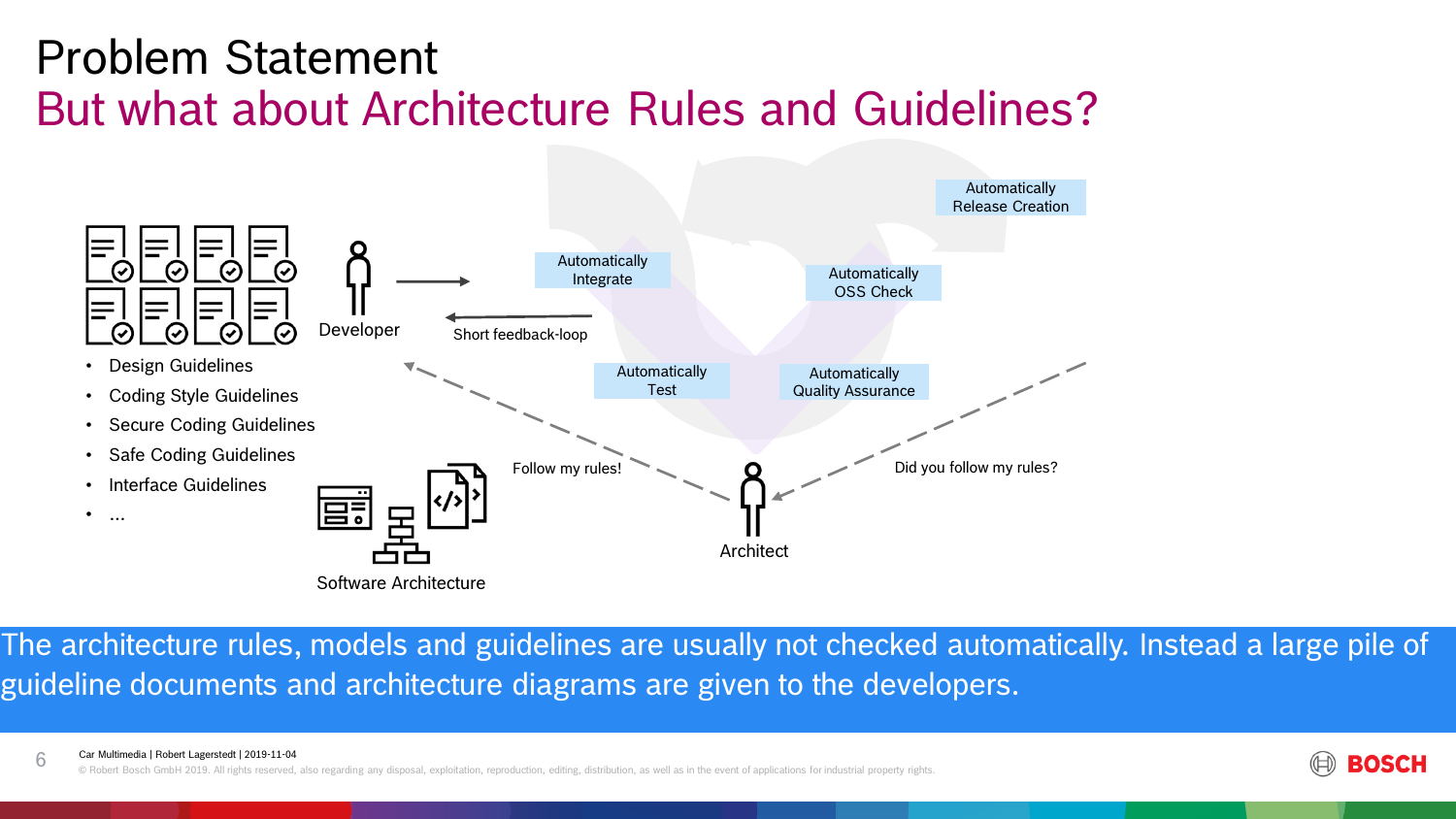# Problem Statement

## But what about Architecture Rules and Guidelines?

- Design Guidelines
- Coding Style Guidelines
- Secure Coding Guidelines
- Safe Coding Guidelines
- Interface Guidelines
- ...

Developer

Short feedback-loop

Automatically Integrate

Automatically Test

Automatically OSS Check

Automatically Quality Assurance

Automatically Release Creation

Follow my rules!

Did you follow my rules?

Architect

Software Architecture

The architecture rules, models and guidelines are usually not checked automatically. Instead a large pile of guideline documents and architecture diagrams are given to the developers.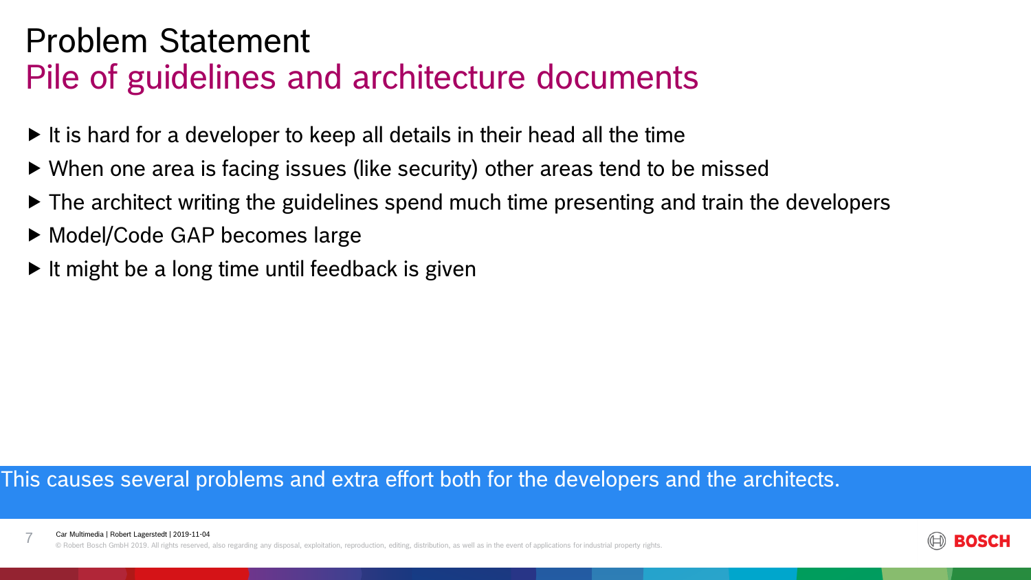# Problem Statement

## Pile of guidelines and architecture documents

- It is hard for a developer to keep all details in their head all the time
- When one area is facing issues (like security) other areas tend to be missed
- The architect writing the guidelines spend much time presenting and train the developers
- Model/Code GAP becomes large
- It might be a long time until feedback is given

This causes several problems and extra effort both for the developers and the architects.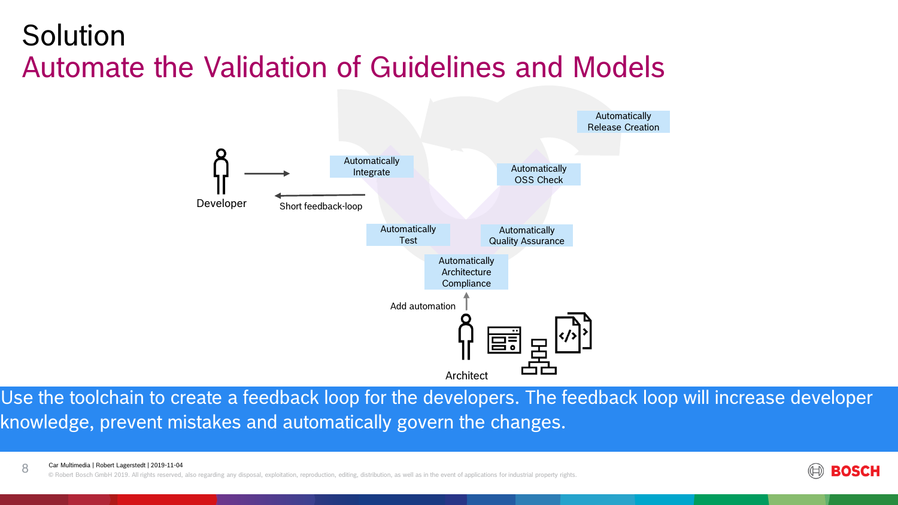# Solution

## Automate the Validation of Guidelines and Models

Developer

Short feedback-loop

Automatically Integrate

Automatically Test

Automatically Architecture Compliance

Automatically Quality Assurance

Automatically OSS Check

Automatically Release Creation

Add automation

Architect

Use the toolchain to create a feedback loop for the developers. The feedback loop will increase developer knowledge, prevent mistakes and automatically govern the changes.

Car Multimedia | Robert Lagerstedt | 2019-11-04

© Robert Bosch GmbH 2019. All rights reserved, also regarding any disposal, exploitation, reproduction, editing, distribution, as well as in the event of applications for industrial property rights.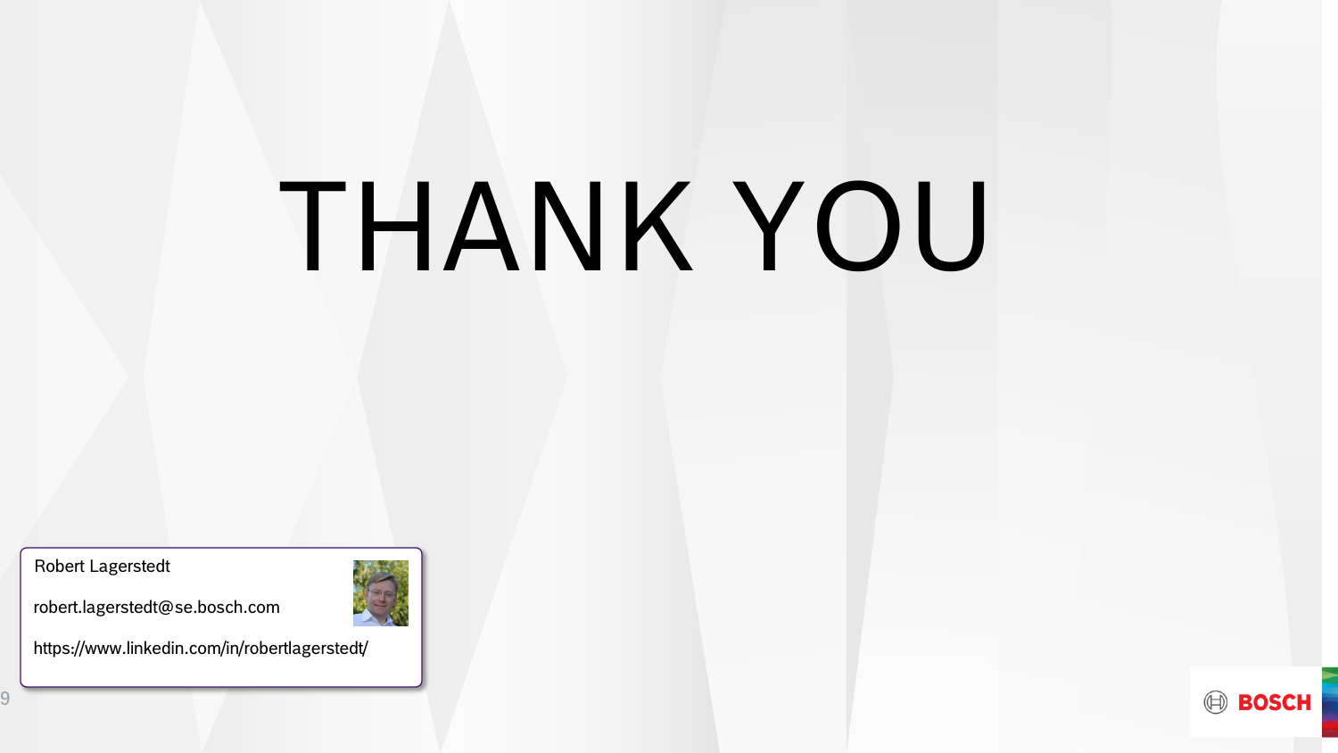# THANK YOU

Robert Lagerstedt

robert.lagerstedt@se.bosch.com

https://www.linkedin.com/in/robertlagerstedt/

BOSCH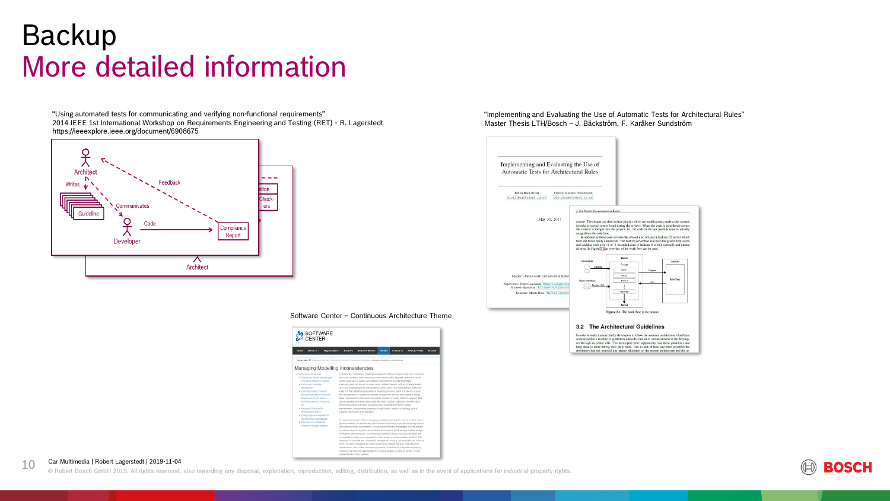# Backup

## More detailed information

"Using automated tests for communicating and verifying non-functional requirements"
2014 IEEE 1st International Workshop on Requirements Engineering and Testing (RET) - R. Lagerstedt
https://ieeexplore.ieee.org/document/6908675

Architect
Writes
Feedback
Guideline
Communicates
Code
Developer
Compliance Report
Architect

"Implementing and Evaluating the Use of Automatic Tests for Architectural Rules"
Master Thesis LTH/Bosch – J. Bäckström, F. Karåker Sundström

Software Center – Continuous Architecture Theme